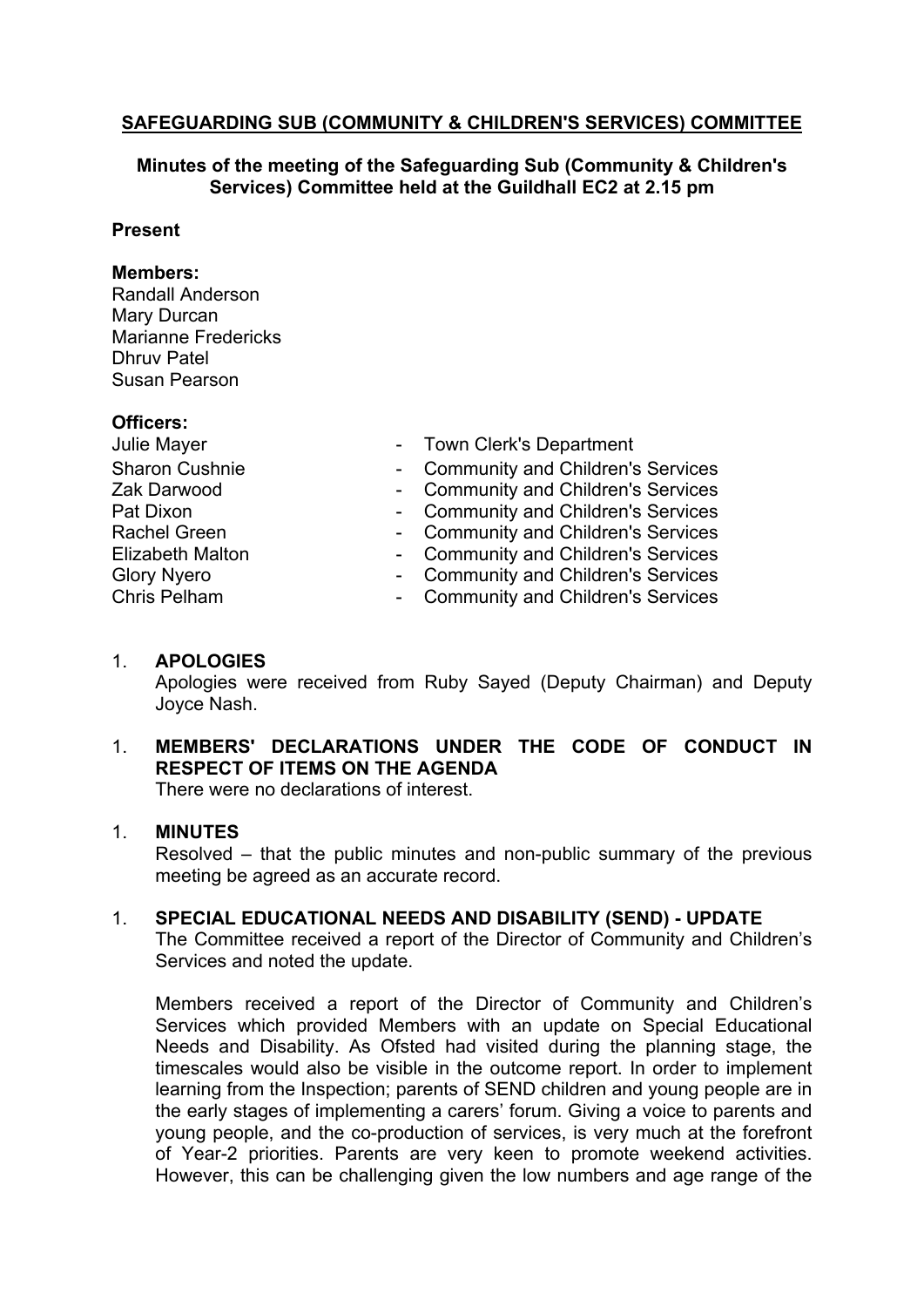## SAFEGUARDING SUB (COMMUNITY & CHILDREN'S SERVICES) COMMITTEE

**Minutes of the meeting of the Safeguarding Sub (Community & Children's Services) Committee held at the Guildhall EC2 at 2.15 pm**

**Present**

**Members:**
Randall Anderson
Mary Durcan
Marianne Fredericks
Dhruv Patel
Susan Pearson

**Officers:**

| | | |
|---|---|---|
| Julie Mayer | - | Town Clerk's Department |
| Sharon Cushnie | - | Community and Children's Services |
| Zak Darwood | - | Community and Children's Services |
| Pat Dixon | - | Community and Children's Services |
| Rachel Green | - | Community and Children's Services |
| Elizabeth Malton | - | Community and Children's Services |
| Glory Nyero | - | Community and Children's Services |
| Chris Pelham | - | Community and Children's Services |

1. **APOLOGIES**
   Apologies were received from Ruby Sayed (Deputy Chairman) and Deputy Joyce Nash.

1. **MEMBERS' DECLARATIONS UNDER THE CODE OF CONDUCT IN RESPECT OF ITEMS ON THE AGENDA**
   There were no declarations of interest.

1. **MINUTES**
   Resolved – that the public minutes and non-public summary of the previous meeting be agreed as an accurate record.

1. **SPECIAL EDUCATIONAL NEEDS AND DISABILITY (SEND) - UPDATE**
   The Committee received a report of the Director of Community and Children's Services and noted the update.

   Members received a report of the Director of Community and Children's Services which provided Members with an update on Special Educational Needs and Disability. As Ofsted had visited during the planning stage, the timescales would also be visible in the outcome report. In order to implement learning from the Inspection; parents of SEND children and young people are in the early stages of implementing a carers' forum. Giving a voice to parents and young people, and the co-production of services, is very much at the forefront of Year-2 priorities. Parents are very keen to promote weekend activities. However, this can be challenging given the low numbers and age range of the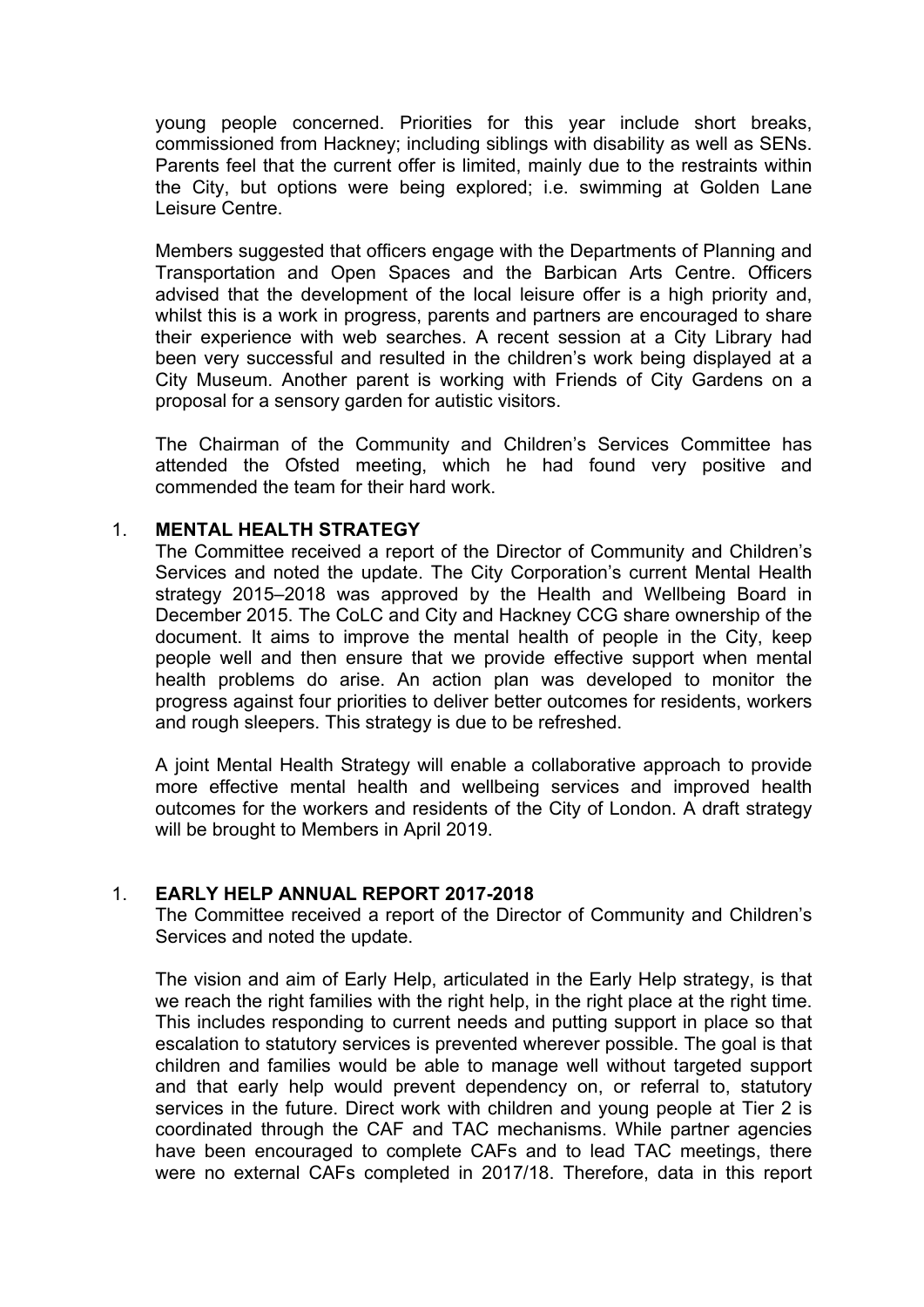young people concerned. Priorities for this year include short breaks, commissioned from Hackney; including siblings with disability as well as SENs. Parents feel that the current offer is limited, mainly due to the restraints within the City, but options were being explored; i.e. swimming at Golden Lane Leisure Centre.

Members suggested that officers engage with the Departments of Planning and Transportation and Open Spaces and the Barbican Arts Centre. Officers advised that the development of the local leisure offer is a high priority and, whilst this is a work in progress, parents and partners are encouraged to share their experience with web searches. A recent session at a City Library had been very successful and resulted in the children's work being displayed at a City Museum. Another parent is working with Friends of City Gardens on a proposal for a sensory garden for autistic visitors.

The Chairman of the Community and Children's Services Committee has attended the Ofsted meeting, which he had found very positive and commended the team for their hard work.

1. **MENTAL HEALTH STRATEGY**

   The Committee received a report of the Director of Community and Children's Services and noted the update. The City Corporation's current Mental Health strategy 2015–2018 was approved by the Health and Wellbeing Board in December 2015. The CoLC and City and Hackney CCG share ownership of the document. It aims to improve the mental health of people in the City, keep people well and then ensure that we provide effective support when mental health problems do arise. An action plan was developed to monitor the progress against four priorities to deliver better outcomes for residents, workers and rough sleepers. This strategy is due to be refreshed.

   A joint Mental Health Strategy will enable a collaborative approach to provide more effective mental health and wellbeing services and improved health outcomes for the workers and residents of the City of London. A draft strategy will be brought to Members in April 2019.

1. **EARLY HELP ANNUAL REPORT 2017-2018**

   The Committee received a report of the Director of Community and Children's Services and noted the update.

   The vision and aim of Early Help, articulated in the Early Help strategy, is that we reach the right families with the right help, in the right place at the right time. This includes responding to current needs and putting support in place so that escalation to statutory services is prevented wherever possible. The goal is that children and families would be able to manage well without targeted support and that early help would prevent dependency on, or referral to, statutory services in the future. Direct work with children and young people at Tier 2 is coordinated through the CAF and TAC mechanisms. While partner agencies have been encouraged to complete CAFs and to lead TAC meetings, there were no external CAFs completed in 2017/18. Therefore, data in this report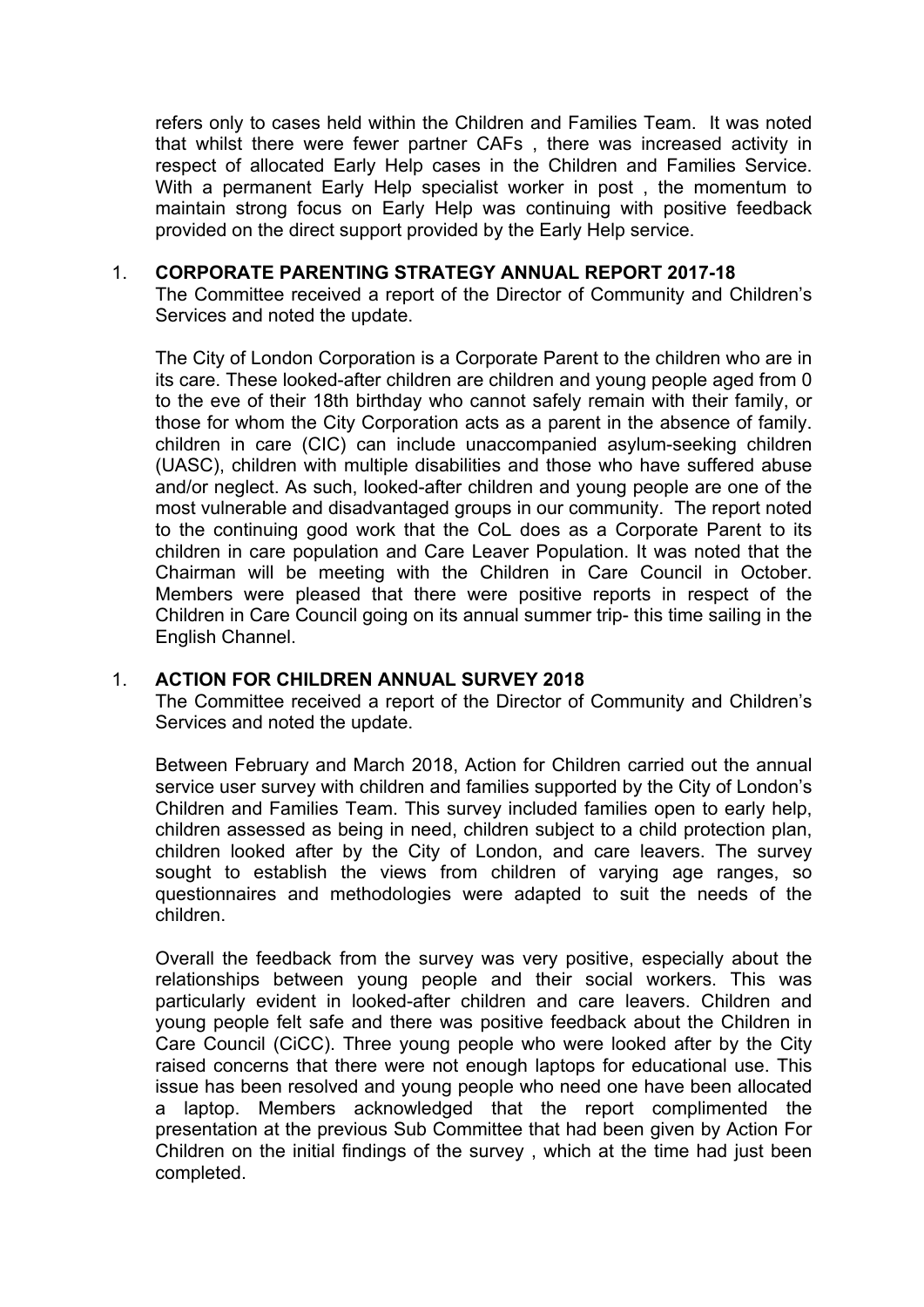refers only to cases held within the Children and Families Team. It was noted that whilst there were fewer partner CAFs , there was increased activity in respect of allocated Early Help cases in the Children and Families Service. With a permanent Early Help specialist worker in post , the momentum to maintain strong focus on Early Help was continuing with positive feedback provided on the direct support provided by the Early Help service.

1. **CORPORATE PARENTING STRATEGY ANNUAL REPORT 2017-18**

   The Committee received a report of the Director of Community and Children's Services and noted the update.

   The City of London Corporation is a Corporate Parent to the children who are in its care. These looked-after children are children and young people aged from 0 to the eve of their 18th birthday who cannot safely remain with their family, or those for whom the City Corporation acts as a parent in the absence of family. children in care (CIC) can include unaccompanied asylum-seeking children (UASC), children with multiple disabilities and those who have suffered abuse and/or neglect. As such, looked-after children and young people are one of the most vulnerable and disadvantaged groups in our community. The report noted to the continuing good work that the CoL does as a Corporate Parent to its children in care population and Care Leaver Population. It was noted that the Chairman will be meeting with the Children in Care Council in October. Members were pleased that there were positive reports in respect of the Children in Care Council going on its annual summer trip- this time sailing in the English Channel.

1. **ACTION FOR CHILDREN ANNUAL SURVEY 2018**

   The Committee received a report of the Director of Community and Children's Services and noted the update.

   Between February and March 2018, Action for Children carried out the annual service user survey with children and families supported by the City of London's Children and Families Team. This survey included families open to early help, children assessed as being in need, children subject to a child protection plan, children looked after by the City of London, and care leavers. The survey sought to establish the views from children of varying age ranges, so questionnaires and methodologies were adapted to suit the needs of the children.

   Overall the feedback from the survey was very positive, especially about the relationships between young people and their social workers. This was particularly evident in looked-after children and care leavers. Children and young people felt safe and there was positive feedback about the Children in Care Council (CiCC). Three young people who were looked after by the City raised concerns that there were not enough laptops for educational use. This issue has been resolved and young people who need one have been allocated a laptop. Members acknowledged that the report complimented the presentation at the previous Sub Committee that had been given by Action For Children on the initial findings of the survey , which at the time had just been completed.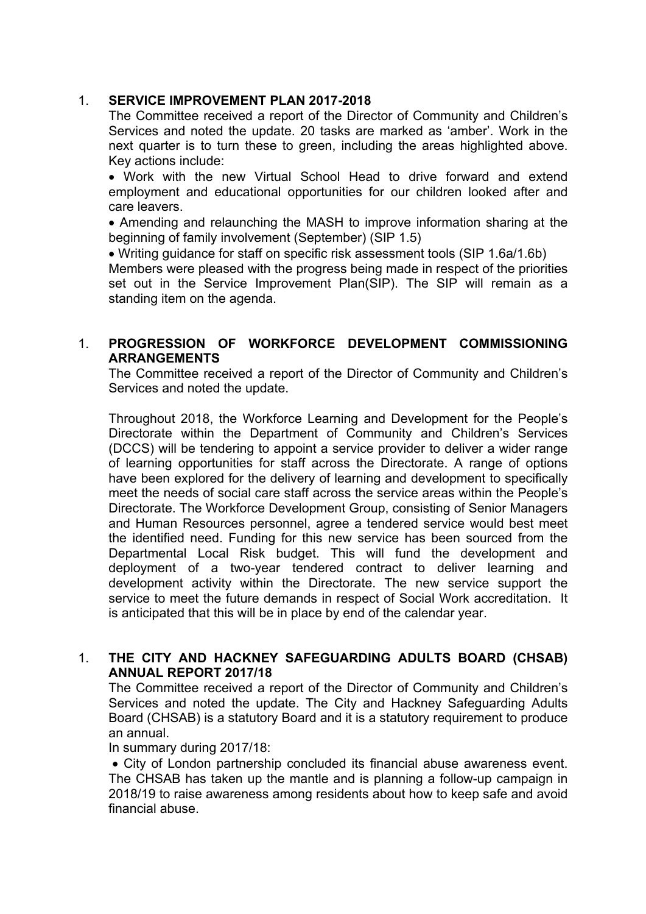1. **SERVICE IMPROVEMENT PLAN 2017-2018**

   The Committee received a report of the Director of Community and Children's Services and noted the update. 20 tasks are marked as 'amber'. Work in the next quarter is to turn these to green, including the areas highlighted above. Key actions include:

   - Work with the new Virtual School Head to drive forward and extend employment and educational opportunities for our children looked after and care leavers.
   - Amending and relaunching the MASH to improve information sharing at the beginning of family involvement (September) (SIP 1.5)
   - Writing guidance for staff on specific risk assessment tools (SIP 1.6a/1.6b)

   Members were pleased with the progress being made in respect of the priorities set out in the Service Improvement Plan(SIP). The SIP will remain as a standing item on the agenda.

1. **PROGRESSION OF WORKFORCE DEVELOPMENT COMMISSIONING ARRANGEMENTS**

   The Committee received a report of the Director of Community and Children's Services and noted the update.

   Throughout 2018, the Workforce Learning and Development for the People's Directorate within the Department of Community and Children's Services (DCCS) will be tendering to appoint a service provider to deliver a wider range of learning opportunities for staff across the Directorate. A range of options have been explored for the delivery of learning and development to specifically meet the needs of social care staff across the service areas within the People's Directorate. The Workforce Development Group, consisting of Senior Managers and Human Resources personnel, agree a tendered service would best meet the identified need. Funding for this new service has been sourced from the Departmental Local Risk budget. This will fund the development and deployment of a two-year tendered contract to deliver learning and development activity within the Directorate. The new service support the service to meet the future demands in respect of Social Work accreditation. It is anticipated that this will be in place by end of the calendar year.

1. **THE CITY AND HACKNEY SAFEGUARDING ADULTS BOARD (CHSAB) ANNUAL REPORT 2017/18**

   The Committee received a report of the Director of Community and Children's Services and noted the update. The City and Hackney Safeguarding Adults Board (CHSAB) is a statutory Board and it is a statutory requirement to produce an annual.

   In summary during 2017/18:

   - City of London partnership concluded its financial abuse awareness event. The CHSAB has taken up the mantle and is planning a follow-up campaign in 2018/19 to raise awareness among residents about how to keep safe and avoid financial abuse.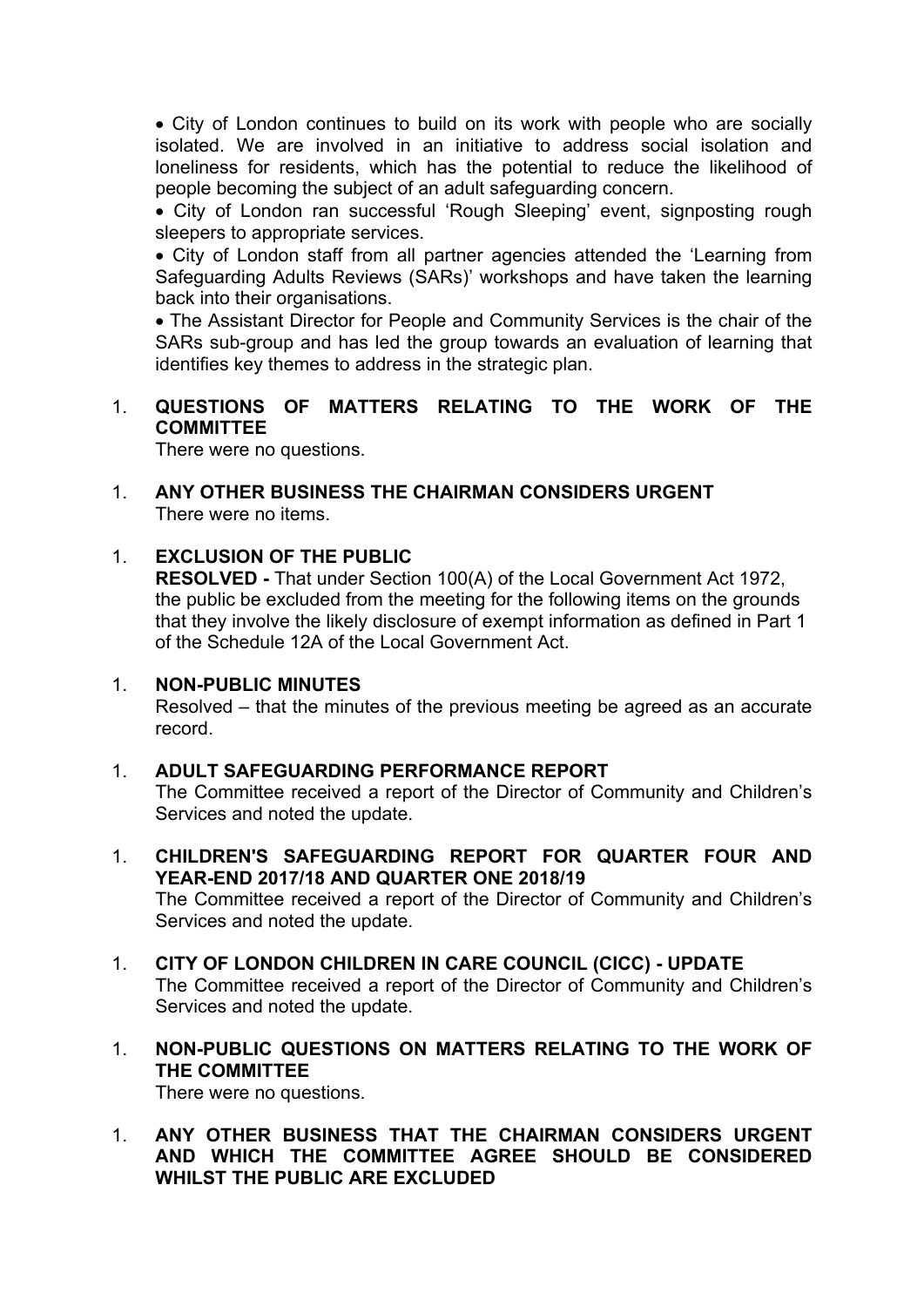- City of London continues to build on its work with people who are socially isolated. We are involved in an initiative to address social isolation and loneliness for residents, which has the potential to reduce the likelihood of people becoming the subject of an adult safeguarding concern.
- City of London ran successful 'Rough Sleeping' event, signposting rough sleepers to appropriate services.
- City of London staff from all partner agencies attended the 'Learning from Safeguarding Adults Reviews (SARs)' workshops and have taken the learning back into their organisations.
- The Assistant Director for People and Community Services is the chair of the SARs sub-group and has led the group towards an evaluation of learning that identifies key themes to address in the strategic plan.

1. **QUESTIONS OF MATTERS RELATING TO THE WORK OF THE COMMITTEE**
   There were no questions.

1. **ANY OTHER BUSINESS THE CHAIRMAN CONSIDERS URGENT**
   There were no items.

1. **EXCLUSION OF THE PUBLIC**
   **RESOLVED -** That under Section 100(A) of the Local Government Act 1972, the public be excluded from the meeting for the following items on the grounds that they involve the likely disclosure of exempt information as defined in Part 1 of the Schedule 12A of the Local Government Act.

1. **NON-PUBLIC MINUTES**
   Resolved – that the minutes of the previous meeting be agreed as an accurate record.

1. **ADULT SAFEGUARDING PERFORMANCE REPORT**
   The Committee received a report of the Director of Community and Children's Services and noted the update.

1. **CHILDREN'S SAFEGUARDING REPORT FOR QUARTER FOUR AND YEAR-END 2017/18 AND QUARTER ONE 2018/19**
   The Committee received a report of the Director of Community and Children's Services and noted the update.

1. **CITY OF LONDON CHILDREN IN CARE COUNCIL (CICC) - UPDATE**
   The Committee received a report of the Director of Community and Children's Services and noted the update.

1. **NON-PUBLIC QUESTIONS ON MATTERS RELATING TO THE WORK OF THE COMMITTEE**
   There were no questions.

1. **ANY OTHER BUSINESS THAT THE CHAIRMAN CONSIDERS URGENT AND WHICH THE COMMITTEE AGREE SHOULD BE CONSIDERED WHILST THE PUBLIC ARE EXCLUDED**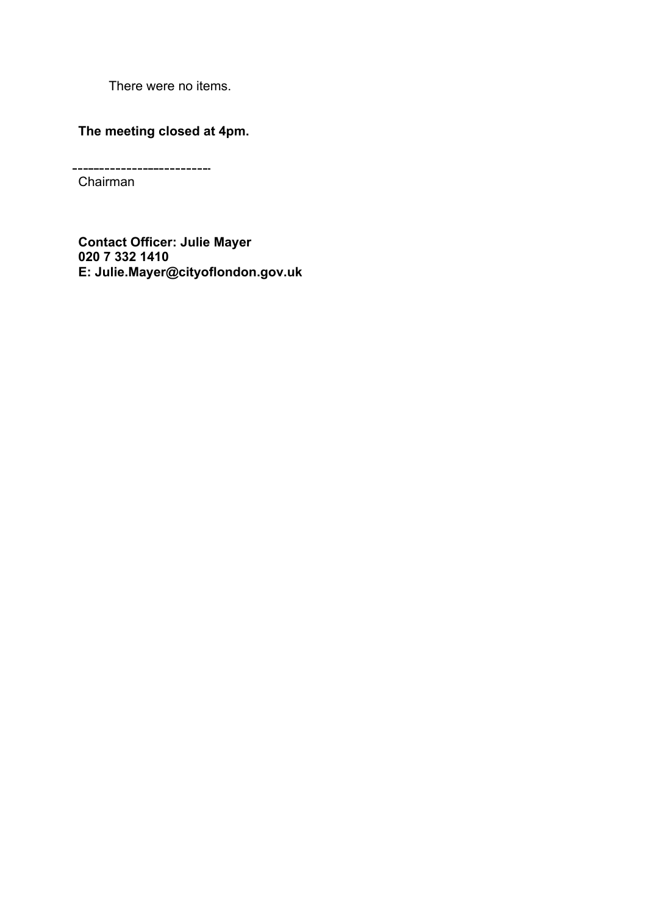There were no items.

**The meeting closed at 4pm.**

--------------------------
Chairman

**Contact Officer: Julie Mayer**
**020 7 332 1410**
**E: Julie.Mayer@cityoflondon.gov.uk**